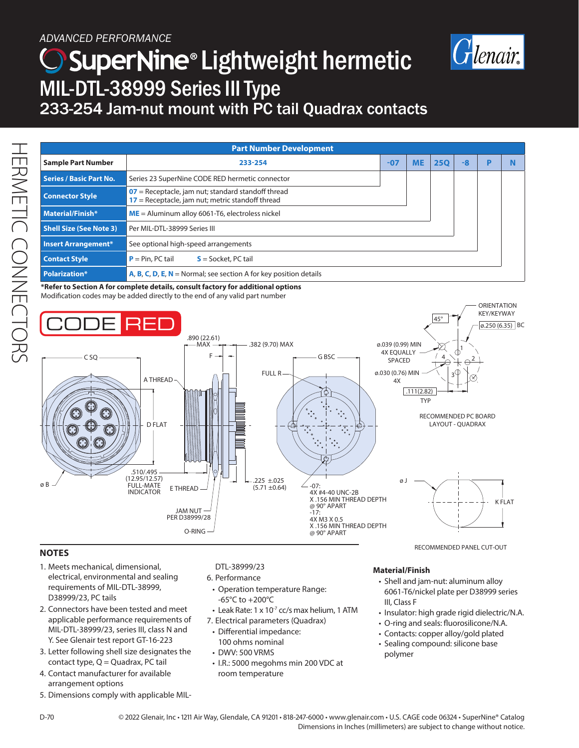ADVANCED PERFORMANCE

# SuperNine® Lightweight hermetic

## MIL-DTL-38999 Series III Type

### 233-254 Jam-nut mount with PC tail Quadrax contacts

| Part Number Development | | | | | | | |
|---|---|---|---|---|---|---|---|
| **Sample Part Number** | 233-254 | -07 | ME | 25Q | -8 | P | N |
| **Series / Basic Part No.** | Series 23 SuperNine CODE RED hermetic connector | | | | | | |
| **Connector Style** | 07 = Receptacle, jam nut; standard standoff thread<br>17 = Receptacle, jam nut; metric standoff thread | | | | | | |
| **Material/Finish*** | ME = Aluminum alloy 6061-T6, electroless nickel | | | | | | |
| **Shell Size (See Note 3)** | Per MIL-DTL-38999 Series III | | | | | | |
| **Insert Arrangement*** | See optional high-speed arrangements | | | | | | |
| **Contact Style** | P = Pin, PC tail S = Socket, PC tail | | | | | | |
| **Polarization*** | A, B, C, D, E, N = Normal; see section A for key position details | | | | | | |

***Refer to Section A for complete details, consult factory for additional options**
Modification codes may be added directly to the end of any valid part number

CODE RED

C SQ; A THREAD; .890 (22.61) MAX; F; .382 (9.70) MAX; G BSC; FULL R; D FLAT; ø B; .510/.495 (12.95/12.57) FULL-MATE INDICATOR; E THREAD; JAM NUT PER D38999/28; O-RING; .225 ±.025 (5.71 ±0.64); -07: 4X #4-40 UNC-2B X .156 MIN THREAD DEPTH @ 90° APART; -17: 4X M3 X 0.5 X .156 MIN THREAD DEPTH @ 90° APART

ORIENTATION KEY/KEYWAY; 45°; ø.250 (6.35) BC; ø.039 (0.99) MIN 4X EQUALLY SPACED; ø.030 (0.76) MIN 4X; .111(2.82) TYP

RECOMMENDED PC BOARD LAYOUT - QUADRAX

ø J; K FLAT

RECOMMENDED PANEL CUT-OUT

## NOTES

1. Meets mechanical, dimensional, electrical, environmental and sealing requirements of MIL-DTL-38999, D38999/23, PC tails
2. Connectors have been tested and meet applicable performance requirements of MIL-DTL-38999/23, series III, class N and Y. See Glenair test report GT-16-223
3. Letter following shell size designates the contact type, Q = Quadrax, PC tail
4. Contact manufacturer for available arrangement options
5. Dimensions comply with applicable MIL-DTL-38999/23
6. Performance
   - Operation temperature Range: -65°C to +200°C
   - Leak Rate: 1 x $10^{-7}$ cc/s max helium, 1 ATM
7. Electrical parameters (Quadrax)
   - Differential impedance: 100 ohms nominal
   - DWV: 500 VRMS
   - I.R.: 5000 megohms min 200 VDC at room temperature

### Material/Finish

- Shell and jam-nut: aluminum alloy 6061-T6/nickel plate per D38999 series III, Class F
- Insulator: high grade rigid dielectric/N.A.
- O-ring and seals: fluorosilicone/N.A.
- Contacts: copper alloy/gold plated
- Sealing compound: silicone base polymer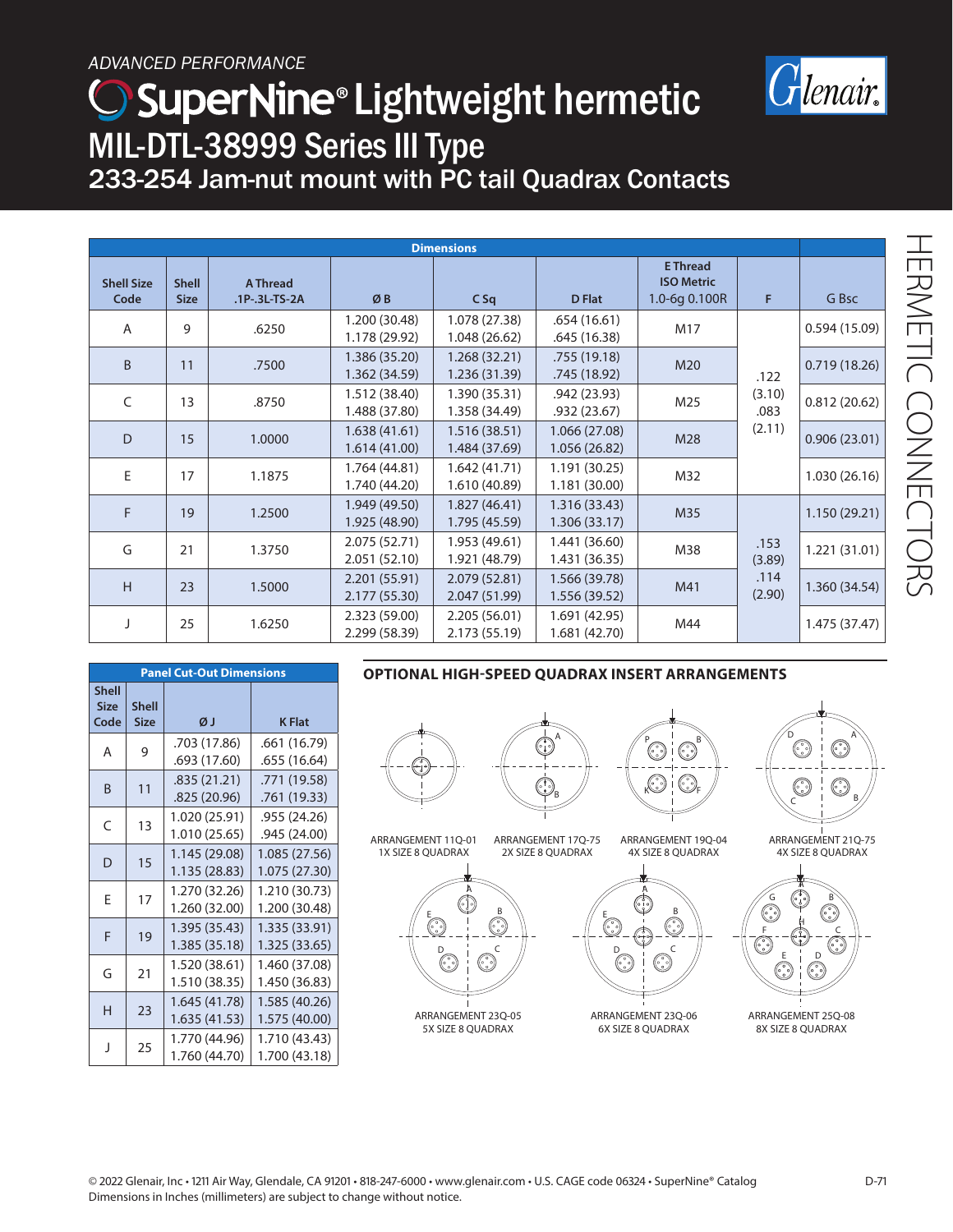ADVANCED PERFORMANCE

# SuperNine® Lightweight hermetic

## MIL-DTL-38999 Series III Type

### 233-254 Jam-nut mount with PC tail Quadrax Contacts

HERMETIC CONNECTORS

**Dimensions**

| Shell Size Code | Shell Size | A Thread .1P-.3L-TS-2A | Ø B | C Sq | D Flat | E Thread ISO Metric 1.0-6g 0.100R | F | G Bsc |
|---|---|---|---|---|---|---|---|---|
| A | 9 | .6250 | 1.200 (30.48) 1.178 (29.92) | 1.078 (27.38) 1.048 (26.62) | .654 (16.61) .645 (16.38) | M17 | .122 (3.10) .083 (2.11) | 0.594 (15.09) |
| B | 11 | .7500 | 1.386 (35.20) 1.362 (34.59) | 1.268 (32.21) 1.236 (31.39) | .755 (19.18) .745 (18.92) | M20 | | 0.719 (18.26) |
| C | 13 | .8750 | 1.512 (38.40) 1.488 (37.80) | 1.390 (35.31) 1.358 (34.49) | .942 (23.93) .932 (23.67) | M25 | | 0.812 (20.62) |
| D | 15 | 1.0000 | 1.638 (41.61) 1.614 (41.00) | 1.516 (38.51) 1.484 (37.69) | 1.066 (27.08) 1.056 (26.82) | M28 | | 0.906 (23.01) |
| E | 17 | 1.1875 | 1.764 (44.81) 1.740 (44.20) | 1.642 (41.71) 1.610 (40.89) | 1.191 (30.25) 1.181 (30.00) | M32 | | 1.030 (26.16) |
| F | 19 | 1.2500 | 1.949 (49.50) 1.925 (48.90) | 1.827 (46.41) 1.795 (45.59) | 1.316 (33.43) 1.306 (33.17) | M35 | .153 (3.89) .114 (2.90) | 1.150 (29.21) |
| G | 21 | 1.3750 | 2.075 (52.71) 2.051 (52.10) | 1.953 (49.61) 1.921 (48.79) | 1.441 (36.60) 1.431 (36.35) | M38 | | 1.221 (31.01) |
| H | 23 | 1.5000 | 2.201 (55.91) 2.177 (55.30) | 2.079 (52.81) 2.047 (51.99) | 1.566 (39.78) 1.556 (39.52) | M41 | | 1.360 (34.54) |
| J | 25 | 1.6250 | 2.323 (59.00) 2.299 (58.39) | 2.205 (56.01) 2.173 (55.19) | 1.691 (42.95) 1.681 (42.70) | M44 | | 1.475 (37.47) |

**Panel Cut-Out Dimensions**

| Shell Size Code | Shell Size | Ø J | K Flat |
|---|---|---|---|
| A | 9 | .703 (17.86) .693 (17.60) | .661 (16.79) .655 (16.64) |
| B | 11 | .835 (21.21) .825 (20.96) | .771 (19.58) .761 (19.33) |
| C | 13 | 1.020 (25.91) 1.010 (25.65) | .955 (24.26) .945 (24.00) |
| D | 15 | 1.145 (29.08) 1.135 (28.83) | 1.085 (27.56) 1.075 (27.30) |
| E | 17 | 1.270 (32.26) 1.260 (32.00) | 1.210 (30.73) 1.200 (30.48) |
| F | 19 | 1.395 (35.43) 1.385 (35.18) | 1.335 (33.91) 1.325 (33.65) |
| G | 21 | 1.520 (38.61) 1.510 (38.35) | 1.460 (37.08) 1.450 (36.83) |
| H | 23 | 1.645 (41.78) 1.635 (41.53) | 1.585 (40.26) 1.575 (40.00) |
| J | 25 | 1.770 (44.96) 1.760 (44.70) | 1.710 (43.43) 1.700 (43.18) |

**OPTIONAL HIGH-SPEED QUADRAX INSERT ARRANGEMENTS**

ARRANGEMENT 11Q-01
1X SIZE 8 QUADRAX

ARRANGEMENT 17Q-75
2X SIZE 8 QUADRAX

ARRANGEMENT 19Q-04
4X SIZE 8 QUADRAX

ARRANGEMENT 21Q-75
4X SIZE 8 QUADRAX

ARRANGEMENT 23Q-05
5X SIZE 8 QUADRAX

ARRANGEMENT 23Q-06
6X SIZE 8 QUADRAX

ARRANGEMENT 25Q-08
8X SIZE 8 QUADRAX

© 2022 Glenair, Inc • 1211 Air Way, Glendale, CA 91201 • 818-247-6000 • www.glenair.com • U.S. CAGE code 06324 • SuperNine® Catalog
Dimensions in Inches (millimeters) are subject to change without notice.